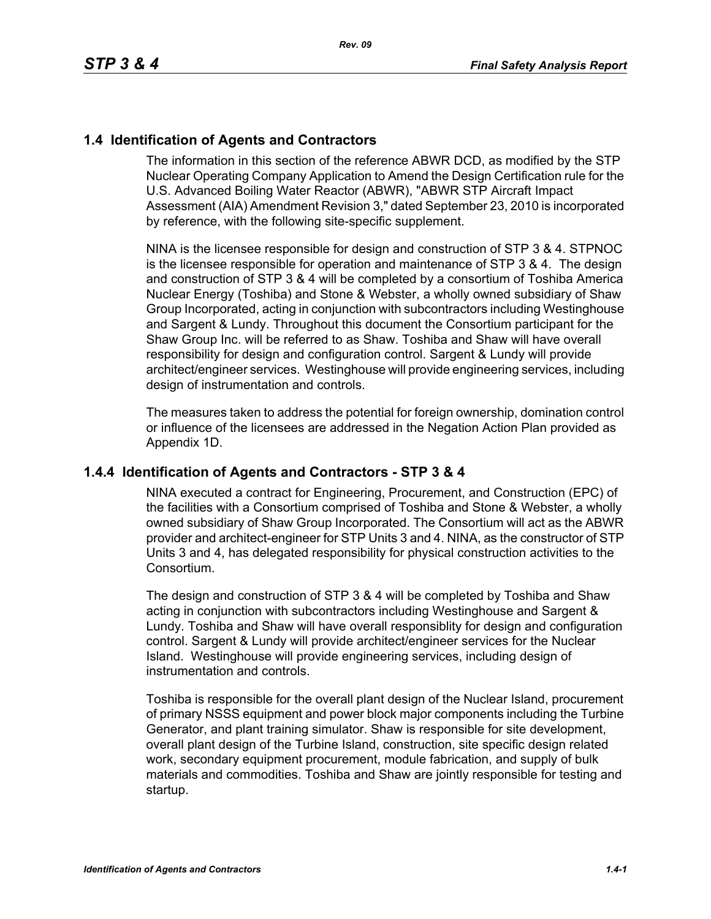## 1.4 Identification of Agents and Contractors

The information in this section of the reference ABWR DCD, as modified by the STP Nuclear Operating Company Application to Amend the Design Certification rule for the U.S. Advanced Boiling Water Reactor (ABWR), "ABWR STP Aircraft Impact Assessment (AIA) Amendment Revision 3," dated September 23, 2010 is incorporated by reference, with the following site-specific supplement.

NINA is the licensee responsible for design and construction of STP 3 & 4. STPNOC is the licensee responsible for operation and maintenance of STP 3 & 4. The design and construction of STP 3 & 4 will be completed by a consortium of Toshiba America Nuclear Energy (Toshiba) and Stone & Webster, a wholly owned subsidiary of Shaw Group Incorporated, acting in conjunction with subcontractors including Westinghouse and Sargent & Lundy. Throughout this document the Consortium participant for the Shaw Group Inc. will be referred to as Shaw. Toshiba and Shaw will have overall responsibility for design and configuration control. Sargent & Lundy will provide architect/engineer services. Westinghouse will provide engineering services, including design of instrumentation and controls.

The measures taken to address the potential for foreign ownership, domination control or influence of the licensees are addressed in the Negation Action Plan provided as Appendix 1D.

### 1.4.4 Identification of Agents and Contractors - STP 3 & 4

NINA executed a contract for Engineering, Procurement, and Construction (EPC) of the facilities with a Consortium comprised of Toshiba and Stone & Webster, a wholly owned subsidiary of Shaw Group Incorporated. The Consortium will act as the ABWR provider and architect-engineer for STP Units 3 and 4. NINA, as the constructor of STP Units 3 and 4, has delegated responsibility for physical construction activities to the Consortium.

The design and construction of STP 3 & 4 will be completed by Toshiba and Shaw acting in conjunction with subcontractors including Westinghouse and Sargent & Lundy. Toshiba and Shaw will have overall responsiblity for design and configuration control. Sargent & Lundy will provide architect/engineer services for the Nuclear Island. Westinghouse will provide engineering services, including design of instrumentation and controls.

Toshiba is responsible for the overall plant design of the Nuclear Island, procurement of primary NSSS equipment and power block major components including the Turbine Generator, and plant training simulator. Shaw is responsible for site development, overall plant design of the Turbine Island, construction, site specific design related work, secondary equipment procurement, module fabrication, and supply of bulk materials and commodities. Toshiba and Shaw are jointly responsible for testing and startup.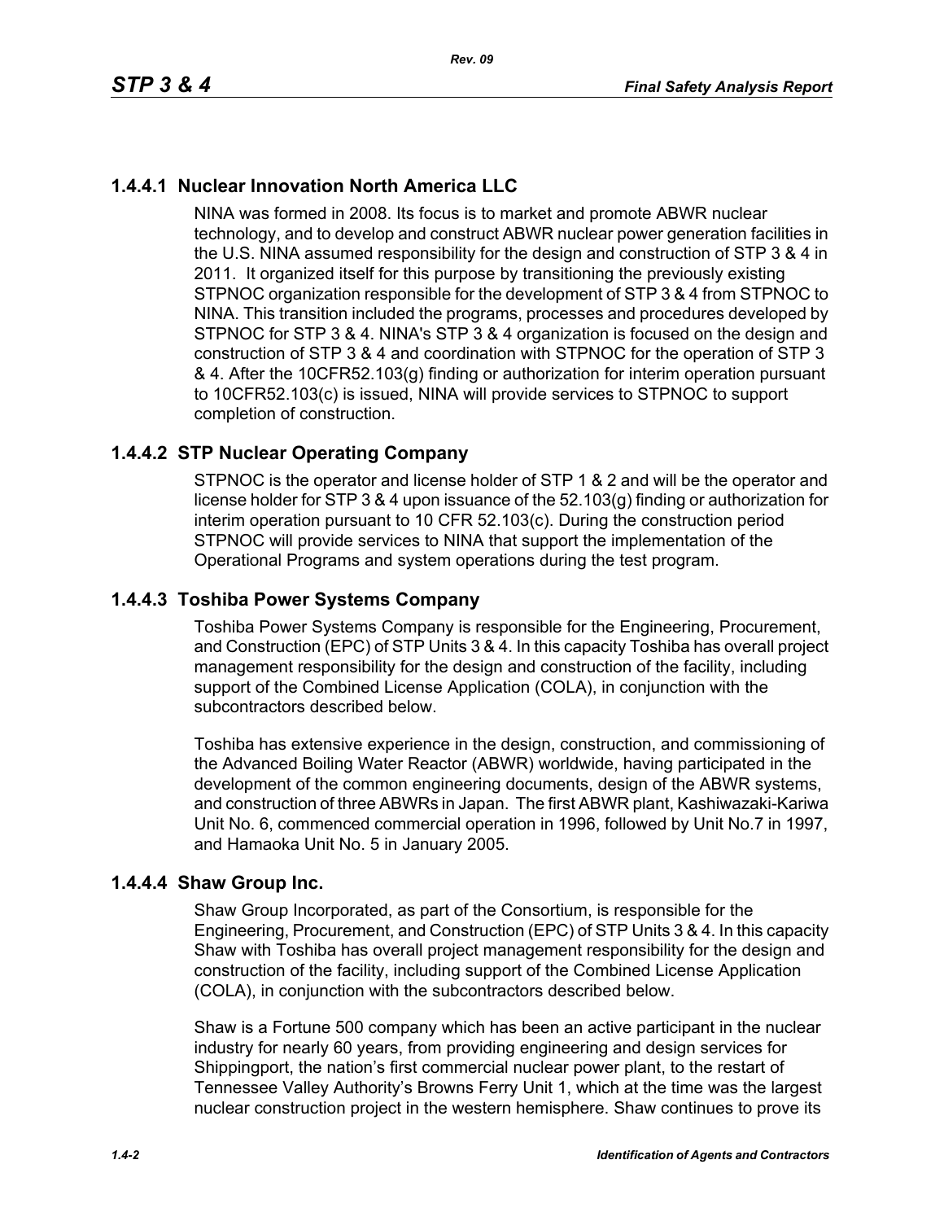### 1.4.4.1 Nuclear Innovation North America LLC

NINA was formed in 2008. Its focus is to market and promote ABWR nuclear technology, and to develop and construct ABWR nuclear power generation facilities in the U.S. NINA assumed responsibility for the design and construction of STP 3 & 4 in 2011. It organized itself for this purpose by transitioning the previously existing STPNOC organization responsible for the development of STP 3 & 4 from STPNOC to NINA. This transition included the programs, processes and procedures developed by STPNOC for STP 3 & 4. NINA's STP 3 & 4 organization is focused on the design and construction of STP 3 & 4 and coordination with STPNOC for the operation of STP 3 & 4. After the 10CFR52.103(g) finding or authorization for interim operation pursuant to 10CFR52.103(c) is issued, NINA will provide services to STPNOC to support completion of construction.

### 1.4.4.2 STP Nuclear Operating Company

STPNOC is the operator and license holder of STP 1 & 2 and will be the operator and license holder for STP 3 & 4 upon issuance of the 52.103(g) finding or authorization for interim operation pursuant to 10 CFR 52.103(c). During the construction period STPNOC will provide services to NINA that support the implementation of the Operational Programs and system operations during the test program.

### 1.4.4.3 Toshiba Power Systems Company

Toshiba Power Systems Company is responsible for the Engineering, Procurement, and Construction (EPC) of STP Units 3 & 4. In this capacity Toshiba has overall project management responsibility for the design and construction of the facility, including support of the Combined License Application (COLA), in conjunction with the subcontractors described below.

Toshiba has extensive experience in the design, construction, and commissioning of the Advanced Boiling Water Reactor (ABWR) worldwide, having participated in the development of the common engineering documents, design of the ABWR systems, and construction of three ABWRs in Japan. The first ABWR plant, Kashiwazaki-Kariwa Unit No. 6, commenced commercial operation in 1996, followed by Unit No.7 in 1997, and Hamaoka Unit No. 5 in January 2005.

### 1.4.4.4 Shaw Group Inc.

Shaw Group Incorporated, as part of the Consortium, is responsible for the Engineering, Procurement, and Construction (EPC) of STP Units 3 & 4. In this capacity Shaw with Toshiba has overall project management responsibility for the design and construction of the facility, including support of the Combined License Application (COLA), in conjunction with the subcontractors described below.

Shaw is a Fortune 500 company which has been an active participant in the nuclear industry for nearly 60 years, from providing engineering and design services for Shippingport, the nation’s first commercial nuclear power plant, to the restart of Tennessee Valley Authority’s Browns Ferry Unit 1, which at the time was the largest nuclear construction project in the western hemisphere. Shaw continues to prove its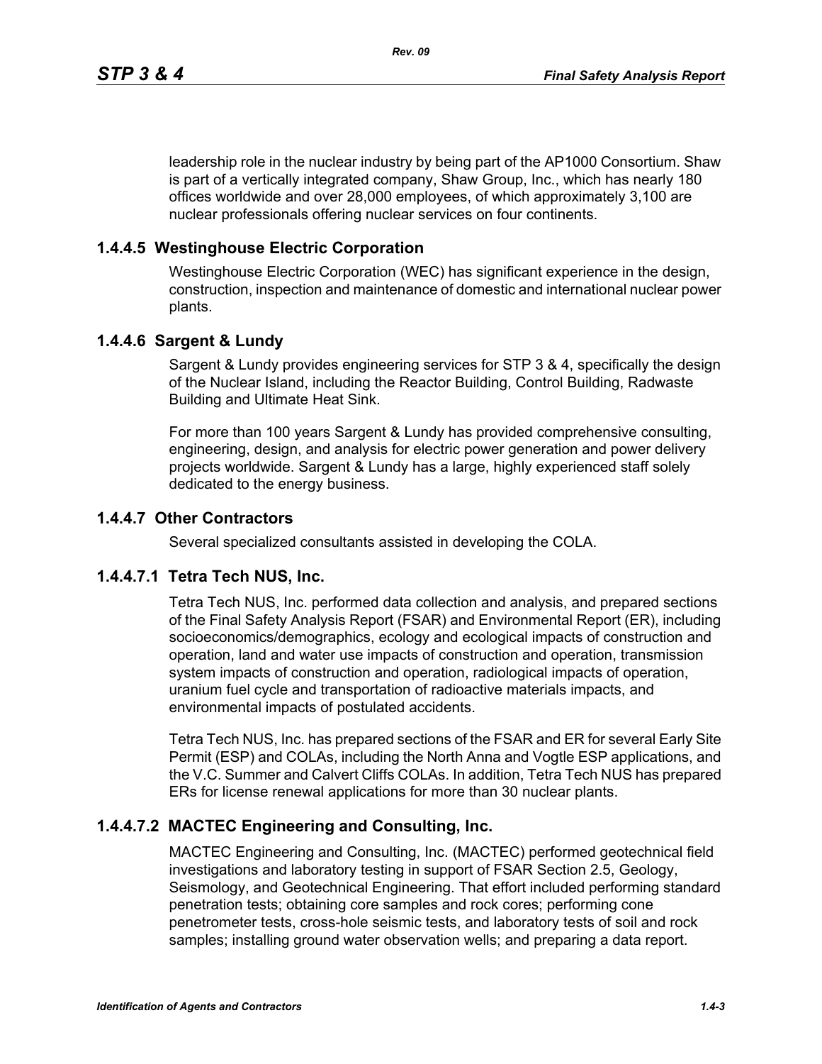leadership role in the nuclear industry by being part of the AP1000 Consortium. Shaw is part of a vertically integrated company, Shaw Group, Inc., which has nearly 180 offices worldwide and over 28,000 employees, of which approximately 3,100 are nuclear professionals offering nuclear services on four continents.

### 1.4.4.5 Westinghouse Electric Corporation

Westinghouse Electric Corporation (WEC) has significant experience in the design, construction, inspection and maintenance of domestic and international nuclear power plants.

### 1.4.4.6 Sargent & Lundy

Sargent & Lundy provides engineering services for STP 3 & 4, specifically the design of the Nuclear Island, including the Reactor Building, Control Building, Radwaste Building and Ultimate Heat Sink.

For more than 100 years Sargent & Lundy has provided comprehensive consulting, engineering, design, and analysis for electric power generation and power delivery projects worldwide. Sargent & Lundy has a large, highly experienced staff solely dedicated to the energy business.

### 1.4.4.7 Other Contractors

Several specialized consultants assisted in developing the COLA.

#### 1.4.4.7.1 Tetra Tech NUS, Inc.

Tetra Tech NUS, Inc. performed data collection and analysis, and prepared sections of the Final Safety Analysis Report (FSAR) and Environmental Report (ER), including socioeconomics/demographics, ecology and ecological impacts of construction and operation, land and water use impacts of construction and operation, transmission system impacts of construction and operation, radiological impacts of operation, uranium fuel cycle and transportation of radioactive materials impacts, and environmental impacts of postulated accidents.

Tetra Tech NUS, Inc. has prepared sections of the FSAR and ER for several Early Site Permit (ESP) and COLAs, including the North Anna and Vogtle ESP applications, and the V.C. Summer and Calvert Cliffs COLAs. In addition, Tetra Tech NUS has prepared ERs for license renewal applications for more than 30 nuclear plants.

#### 1.4.4.7.2 MACTEC Engineering and Consulting, Inc.

MACTEC Engineering and Consulting, Inc. (MACTEC) performed geotechnical field investigations and laboratory testing in support of FSAR Section 2.5, Geology, Seismology, and Geotechnical Engineering. That effort included performing standard penetration tests; obtaining core samples and rock cores; performing cone penetrometer tests, cross-hole seismic tests, and laboratory tests of soil and rock samples; installing ground water observation wells; and preparing a data report.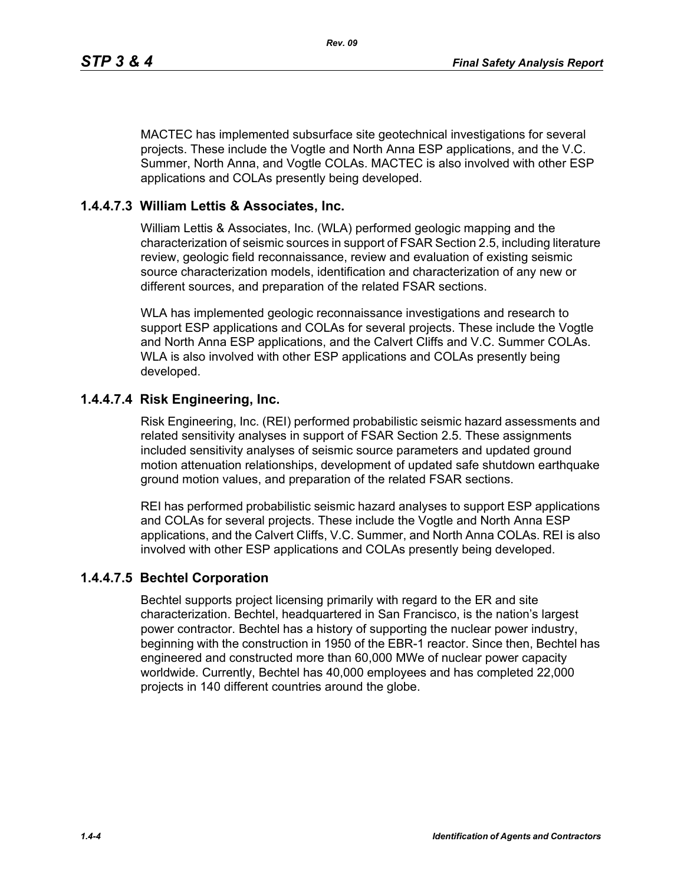MACTEC has implemented subsurface site geotechnical investigations for several projects. These include the Vogtle and North Anna ESP applications, and the V.C. Summer, North Anna, and Vogtle COLAs. MACTEC is also involved with other ESP applications and COLAs presently being developed.

### 1.4.4.7.3 William Lettis & Associates, Inc.

William Lettis & Associates, Inc. (WLA) performed geologic mapping and the characterization of seismic sources in support of FSAR Section 2.5, including literature review, geologic field reconnaissance, review and evaluation of existing seismic source characterization models, identification and characterization of any new or different sources, and preparation of the related FSAR sections.

WLA has implemented geologic reconnaissance investigations and research to support ESP applications and COLAs for several projects. These include the Vogtle and North Anna ESP applications, and the Calvert Cliffs and V.C. Summer COLAs. WLA is also involved with other ESP applications and COLAs presently being developed.

### 1.4.4.7.4 Risk Engineering, Inc.

Risk Engineering, Inc. (REI) performed probabilistic seismic hazard assessments and related sensitivity analyses in support of FSAR Section 2.5. These assignments included sensitivity analyses of seismic source parameters and updated ground motion attenuation relationships, development of updated safe shutdown earthquake ground motion values, and preparation of the related FSAR sections.

REI has performed probabilistic seismic hazard analyses to support ESP applications and COLAs for several projects. These include the Vogtle and North Anna ESP applications, and the Calvert Cliffs, V.C. Summer, and North Anna COLAs. REI is also involved with other ESP applications and COLAs presently being developed.

### 1.4.4.7.5 Bechtel Corporation

Bechtel supports project licensing primarily with regard to the ER and site characterization. Bechtel, headquartered in San Francisco, is the nation's largest power contractor. Bechtel has a history of supporting the nuclear power industry, beginning with the construction in 1950 of the EBR-1 reactor. Since then, Bechtel has engineered and constructed more than 60,000 MWe of nuclear power capacity worldwide. Currently, Bechtel has 40,000 employees and has completed 22,000 projects in 140 different countries around the globe.